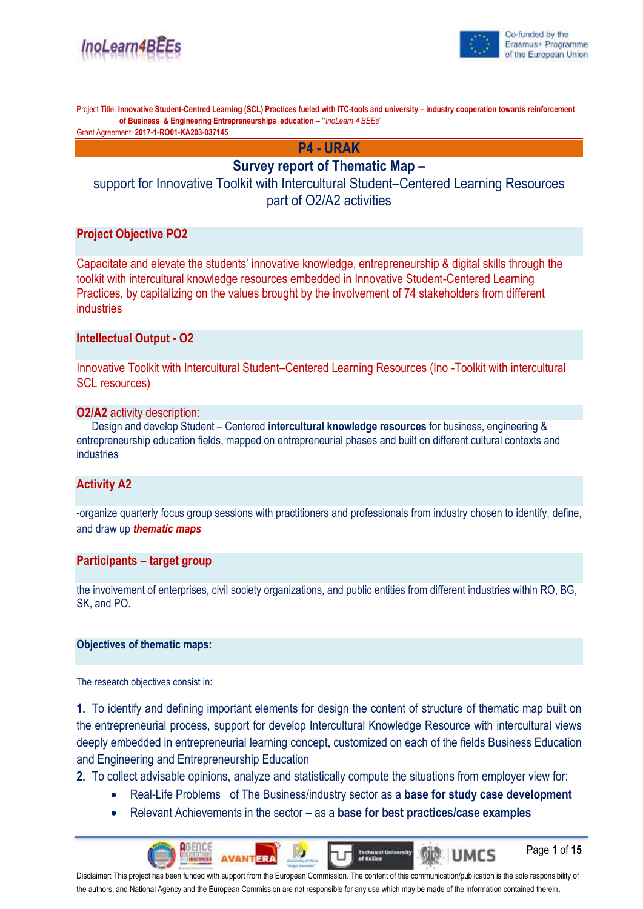Project Title: **Innovative Student-Centred Learning (SCL) Practices fueled with ITC-tools and university – industry cooperation towards reinforcement of Business & Engineering Entrepreneurships education – "*InoLearn 4 BEEs*"**
Grant Agreement: **2017-1-RO01-KA203-037145**

# P4 - URAK

## Survey report of Thematic Map –

support for Innovative Toolkit with Intercultural Student–Centered Learning Resources part of O2/A2 activities

### Project Objective PO2

Capacitate and elevate the students' innovative knowledge, entrepreneurship & digital skills through the toolkit with intercultural knowledge resources embedded in Innovative Student-Centered Learning Practices, by capitalizing on the values brought by the involvement of 74 stakeholders from different industries

### Intellectual Output - O2

Innovative Toolkit with Intercultural Student–Centered Learning Resources (Ino -Toolkit with intercultural SCL resources)

### O2/A2 activity description:

Design and develop Student – Centered **intercultural knowledge resources** for business, engineering & entrepreneurship education fields, mapped on entrepreneurial phases and built on different cultural contexts and industries

### Activity A2

-organize quarterly focus group sessions with practitioners and professionals from industry chosen to identify, define, and draw up ***thematic maps***

### Participants – target group

the involvement of enterprises, civil society organizations, and public entities from different industries within RO, BG, SK, and PO.

### Objectives of thematic maps:

The research objectives consist in:

**1.** To identify and defining important elements for design the content of structure of thematic map built on the entrepreneurial process, support for develop Intercultural Knowledge Resource with intercultural views deeply embedded in entrepreneurial learning concept, customized on each of the fields Business Education and Engineering and Entrepreneurship Education

**2.** To collect advisable opinions, analyze and statistically compute the situations from employer view for:

- Real-Life Problems of The Business/industry sector as a **base for study case development**
- Relevant Achievements in the sector – as a **base for best practices/case examples**

Disclaimer: This project has been funded with support from the European Commission. The content of this communication/publication is the sole responsibility of the authors, and National Agency and the European Commission are not responsible for any use which may be made of the information contained therein.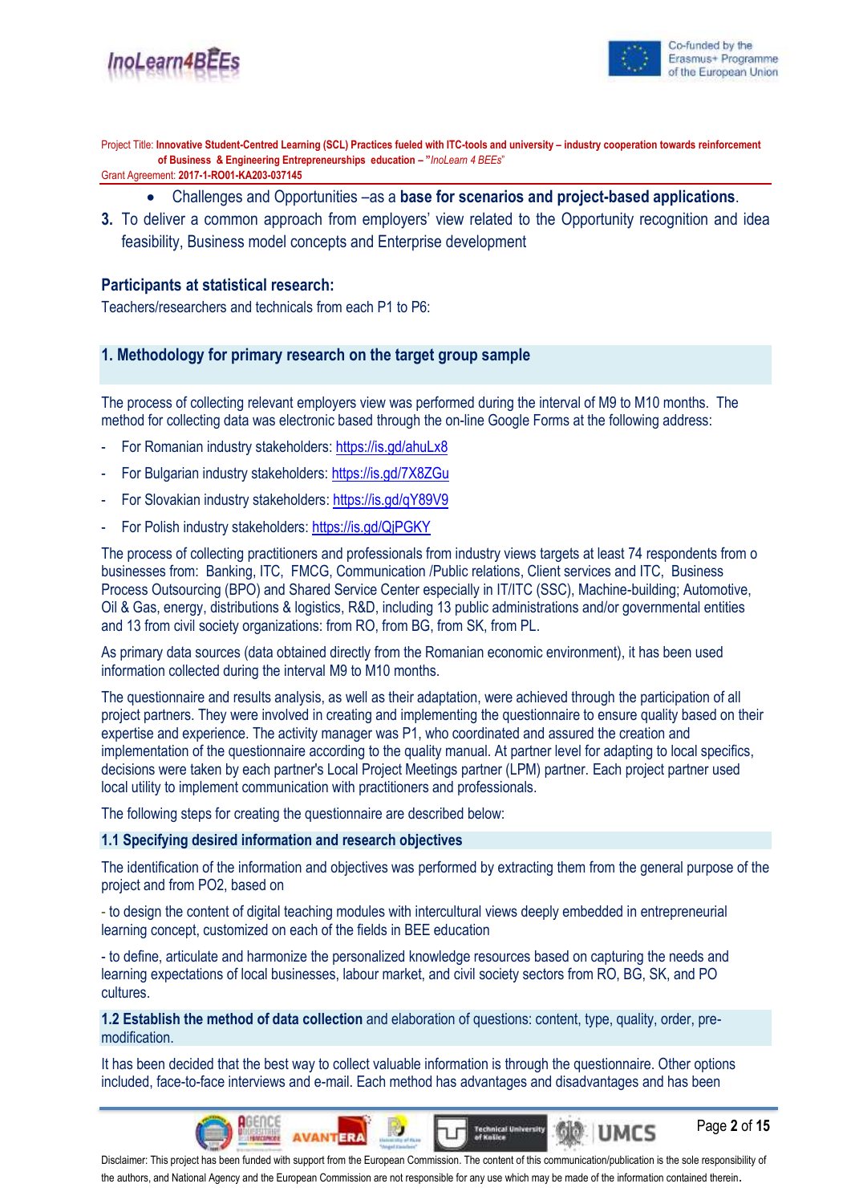- Challenges and Opportunities –as a **base for scenarios and project-based applications**.

3. To deliver a common approach from employers' view related to the Opportunity recognition and idea feasibility, Business model concepts and Enterprise development

**Participants at statistical research:**

Teachers/researchers and technicals from each P1 to P6:

## 1. Methodology for primary research on the target group sample

The process of collecting relevant employers view was performed during the interval of M9 to M10 months. The method for collecting data was electronic based through the on-line Google Forms at the following address:

- For Romanian industry stakeholders: https://is.gd/ahuLx8
- For Bulgarian industry stakeholders: https://is.gd/7X8ZGu
- For Slovakian industry stakeholders: https://is.gd/qY89V9
- For Polish industry stakeholders: https://is.gd/QjPGKY

The process of collecting practitioners and professionals from industry views targets at least 74 respondents from o businesses from: Banking, ITC, FMCG, Communication /Public relations, Client services and ITC, Business Process Outsourcing (BPO) and Shared Service Center especially in IT/ITC (SSC), Machine-building; Automotive, Oil & Gas, energy, distributions & logistics, R&D, including 13 public administrations and/or governmental entities and 13 from civil society organizations: from RO, from BG, from SK, from PL.

As primary data sources (data obtained directly from the Romanian economic environment), it has been used information collected during the interval M9 to M10 months.

The questionnaire and results analysis, as well as their adaptation, were achieved through the participation of all project partners. They were involved in creating and implementing the questionnaire to ensure quality based on their expertise and experience. The activity manager was P1, who coordinated and assured the creation and implementation of the questionnaire according to the quality manual. At partner level for adapting to local specifics, decisions were taken by each partner's Local Project Meetings partner (LPM) partner. Each project partner used local utility to implement communication with practitioners and professionals.

The following steps for creating the questionnaire are described below:

### 1.1 Specifying desired information and research objectives

The identification of the information and objectives was performed by extracting them from the general purpose of the project and from PO2, based on

- to design the content of digital teaching modules with intercultural views deeply embedded in entrepreneurial learning concept, customized on each of the fields in BEE education

- to define, articulate and harmonize the personalized knowledge resources based on capturing the needs and learning expectations of local businesses, labour market, and civil society sectors from RO, BG, SK, and PO cultures.

### 1.2 Establish the method of data collection and elaboration of questions: content, type, quality, order, pre-modification.

It has been decided that the best way to collect valuable information is through the questionnaire. Other options included, face-to-face interviews and e-mail. Each method has advantages and disadvantages and has been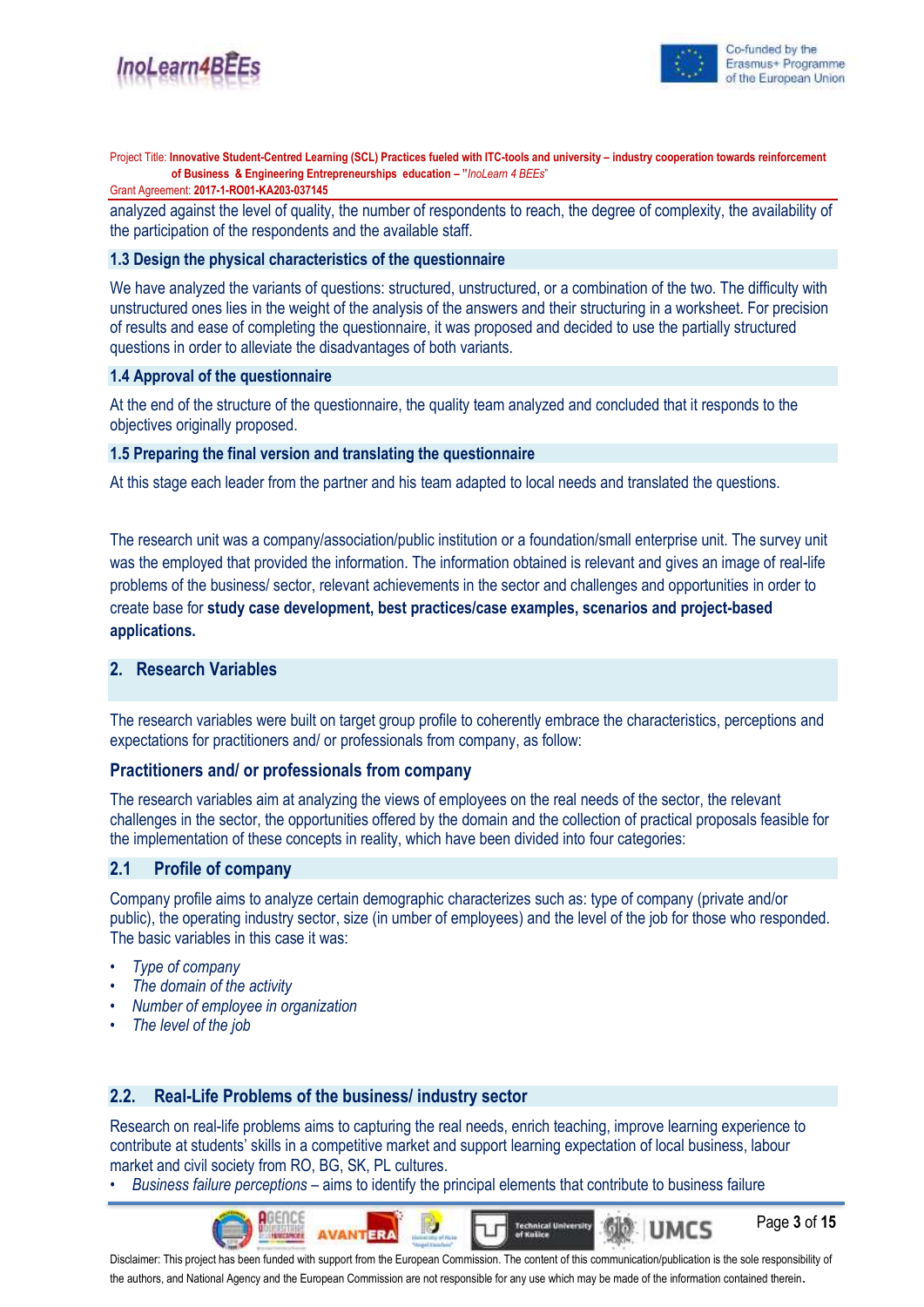analyzed against the level of quality, the number of respondents to reach, the degree of complexity, the availability of the participation of the respondents and the available staff.

### 1.3 Design the physical characteristics of the questionnaire

We have analyzed the variants of questions: structured, unstructured, or a combination of the two. The difficulty with unstructured ones lies in the weight of the analysis of the answers and their structuring in a worksheet. For precision of results and ease of completing the questionnaire, it was proposed and decided to use the partially structured questions in order to alleviate the disadvantages of both variants.

### 1.4 Approval of the questionnaire

At the end of the structure of the questionnaire, the quality team analyzed and concluded that it responds to the objectives originally proposed.

### 1.5 Preparing the final version and translating the questionnaire

At this stage each leader from the partner and his team adapted to local needs and translated the questions.

The research unit was a company/association/public institution or a foundation/small enterprise unit. The survey unit was the employed that provided the information. The information obtained is relevant and gives an image of real-life problems of the business/ sector, relevant achievements in the sector and challenges and opportunities in order to create base for **study case development, best practices/case examples, scenarios and project-based applications.**

## 2. Research Variables

The research variables were built on target group profile to coherently embrace the characteristics, perceptions and expectations for practitioners and/ or professionals from company, as follow:

### Practitioners and/ or professionals from company

The research variables aim at analyzing the views of employees on the real needs of the sector, the relevant challenges in the sector, the opportunities offered by the domain and the collection of practical proposals feasible for the implementation of these concepts in reality, which have been divided into four categories:

### 2.1 Profile of company

Company profile aims to analyze certain demographic characterizes such as: type of company (private and/or public), the operating industry sector, size (in umber of employees) and the level of the job for those who responded. The basic variables in this case it was:

- *Type of company*
- *The domain of the activity*
- *Number of employee in organization*
- *The level of the job*

### 2.2. Real-Life Problems of the business/ industry sector

Research on real-life problems aims to capturing the real needs, enrich teaching, improve learning experience to contribute at students' skills in a competitive market and support learning expectation of local business, labour market and civil society from RO, BG, SK, PL cultures.

- *Business failure perceptions* – aims to identify the principal elements that contribute to business failure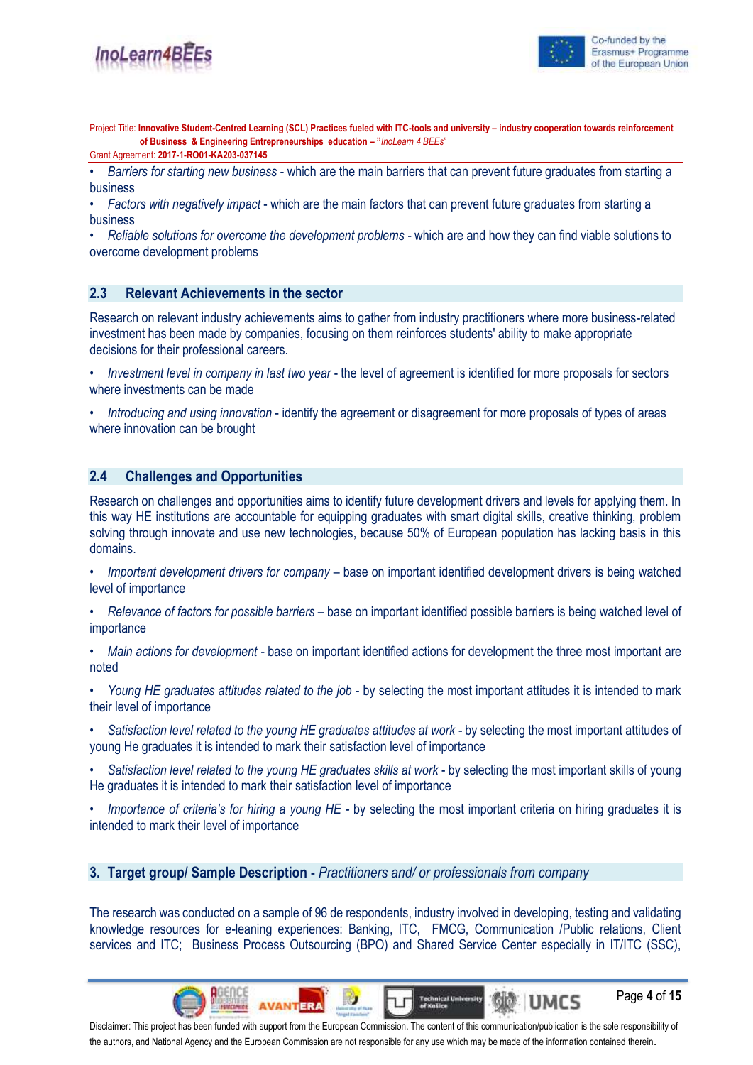- *Barriers for starting new business* - which are the main barriers that can prevent future graduates from starting a business
- *Factors with negatively impact* - which are the main factors that can prevent future graduates from starting a business
- *Reliable solutions for overcome the development problems* - which are and how they can find viable solutions to overcome development problems

## 2.3 Relevant Achievements in the sector

Research on relevant industry achievements aims to gather from industry practitioners where more business-related investment has been made by companies, focusing on them reinforces students' ability to make appropriate decisions for their professional careers.

- *Investment level in company in last two year* - the level of agreement is identified for more proposals for sectors where investments can be made
- *Introducing and using innovation* - identify the agreement or disagreement for more proposals of types of areas where innovation can be brought

## 2.4 Challenges and Opportunities

Research on challenges and opportunities aims to identify future development drivers and levels for applying them. In this way HE institutions are accountable for equipping graduates with smart digital skills, creative thinking, problem solving through innovate and use new technologies, because 50% of European population has lacking basis in this domains.

- *Important development drivers for company* – base on important identified development drivers is being watched level of importance
- *Relevance of factors for possible barriers* – base on important identified possible barriers is being watched level of importance
- *Main actions for development* - base on important identified actions for development the three most important are noted
- *Young HE graduates attitudes related to the job* - by selecting the most important attitudes it is intended to mark their level of importance
- *Satisfaction level related to the young HE graduates attitudes at work* - by selecting the most important attitudes of young He graduates it is intended to mark their satisfaction level of importance
- *Satisfaction level related to the young HE graduates skills at work* - by selecting the most important skills of young He graduates it is intended to mark their satisfaction level of importance
- *Importance of criteria's for hiring a young HE* - by selecting the most important criteria on hiring graduates it is intended to mark their level of importance

# 3. Target group/ Sample Description - *Practitioners and/ or professionals from company*

The research was conducted on a sample of 96 de respondents, industry involved in developing, testing and validating knowledge resources for e-leaning experiences: Banking, ITC, FMCG, Communication /Public relations, Client services and ITC; Business Process Outsourcing (BPO) and Shared Service Center especially in IT/ITC (SSC),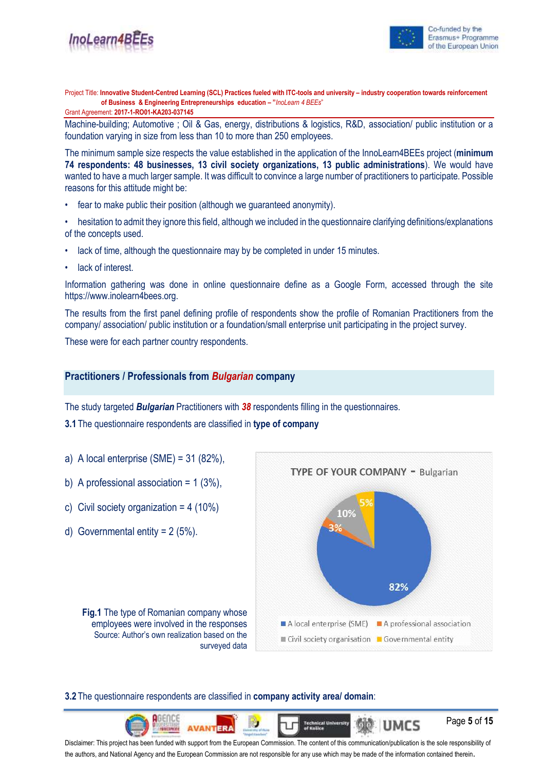Machine-building; Automotive ; Oil & Gas, energy, distributions & logistics, R&D, association/ public institution or a foundation varying in size from less than 10 to more than 250 employees.

The minimum sample size respects the value established in the application of the InnoLearn4BEEs project (**minimum 74 respondents: 48 businesses, 13 civil society organizations, 13 public administrations**). We would have wanted to have a much larger sample. It was difficult to convince a large number of practitioners to participate. Possible reasons for this attitude might be:

- fear to make public their position (although we guaranteed anonymity).
- hesitation to admit they ignore this field, although we included in the questionnaire clarifying definitions/explanations of the concepts used.
- lack of time, although the questionnaire may by be completed in under 15 minutes.
- lack of interest.

Information gathering was done in online questionnaire define as a Google Form, accessed through the site https://www.inolearn4bees.org.

The results from the first panel defining profile of respondents show the profile of Romanian Practitioners from the company/ association/ public institution or a foundation/small enterprise unit participating in the project survey.

These were for each partner country respondents.

## Practitioners / Professionals from ***Bulgarian*** company

The study targeted ***Bulgarian*** Practitioners with ***38*** respondents filling in the questionnaires.

**3.1** The questionnaire respondents are classified in **type of company**

a) A local enterprise (SME) = 31 (82%),

b) A professional association = 1 (3%),

c) Civil society organization = 4 (10%)

d) Governmental entity = 2 (5%).

TYPE OF YOUR COMPANY - Bulgarian

| Category | Share |
|---|---|
| A local enterprise (SME) | 82% |
| A professional association | 3% |
| Civil society organisation | 10% |
| Governmental entity | 5% |

**Fig.1** The type of Romanian company whose employees were involved in the responses
Source: Author's own realization based on the surveyed data

**3.2** The questionnaire respondents are classified in **company activity area/ domain**:

Disclaimer: This project has been funded with support from the European Commission. The content of this communication/publication is the sole responsibility of the authors, and National Agency and the European Commission are not responsible for any use which may be made of the information contained therein.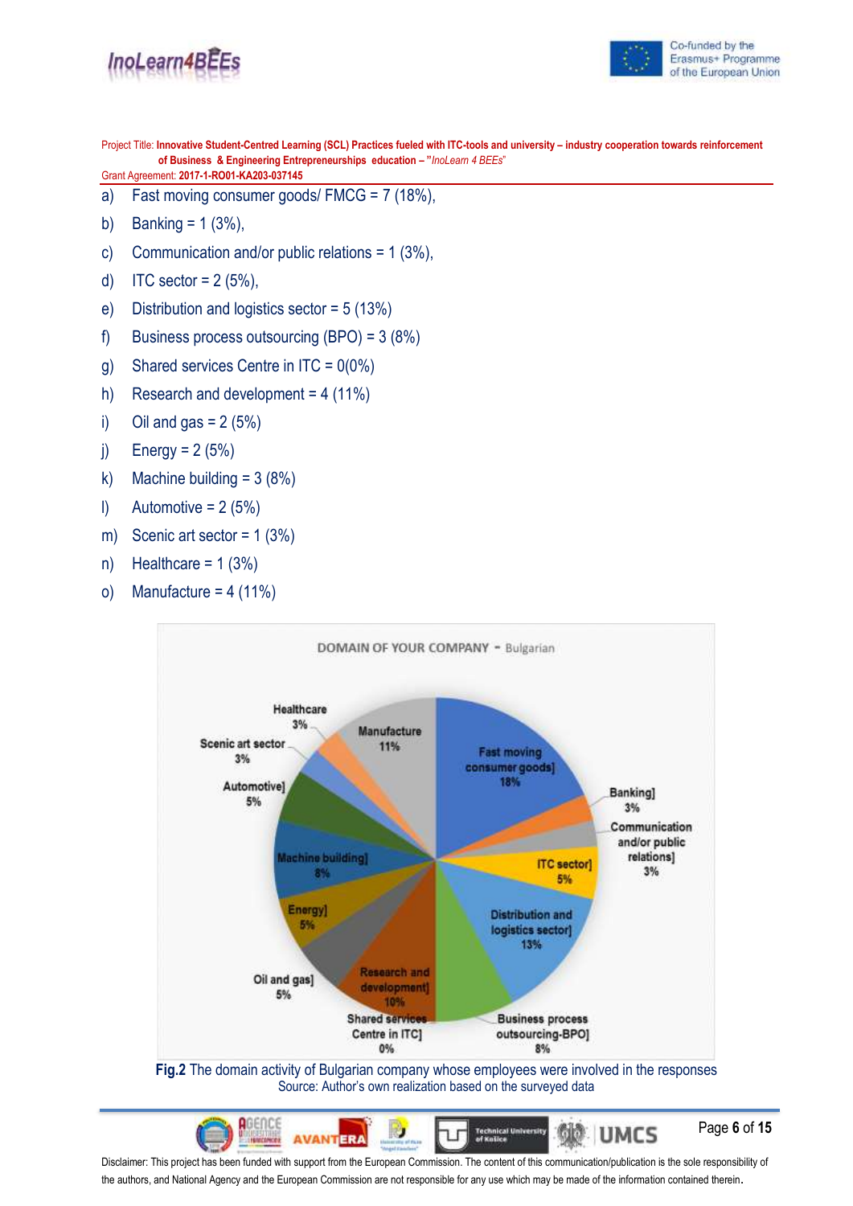a) Fast moving consumer goods/ FMCG = 7 (18%),
b) Banking = 1 (3%),
c) Communication and/or public relations = 1 (3%),
d) ITC sector = 2 (5%),
e) Distribution and logistics sector = 5 (13%)
f) Business process outsourcing (BPO) = 3 (8%)
g) Shared services Centre in ITC = 0(0%)
h) Research and development = 4 (11%)
i) Oil and gas = 2 (5%)
j) Energy = 2 (5%)
k) Machine building = 3 (8%)
l) Automotive = 2 (5%)
m) Scenic art sector = 1 (3%)
n) Healthcare = 1 (3%)
o) Manufacture = 4 (11%)

**Fig.2** The domain activity of Bulgarian company whose employees were involved in the responses
Source: Author's own realization based on the surveyed data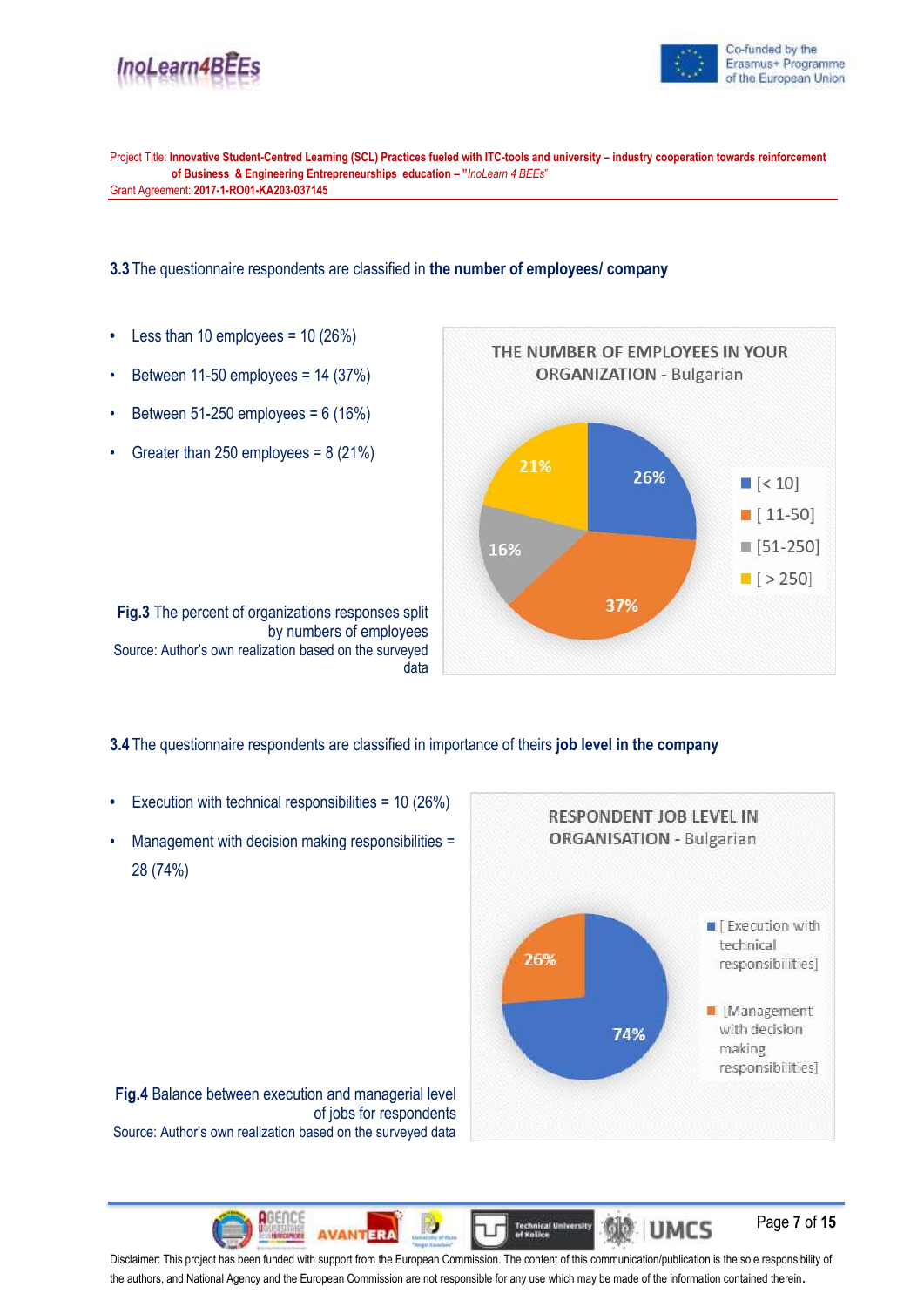**3.3** The questionnaire respondents are classified in **the number of employees/ company**

- Less than 10 employees = 10 (26%)
- Between 11-50 employees = 14 (37%)
- Between 51-250 employees = 6 (16%)
- Greater than 250 employees = 8 (21%)

**Fig.3** The percent of organizations responses split by numbers of employees
Source: Author's own realization based on the surveyed data

**3.4** The questionnaire respondents are classified in importance of theirs **job level in the company**

- Execution with technical responsibilities = 10 (26%)
- Management with decision making responsibilities = 28 (74%)

**Fig.4** Balance between execution and managerial level of jobs for respondents
Source: Author's own realization based on the surveyed data

Disclaimer: This project has been funded with support from the European Commission. The content of this communication/publication is the sole responsibility of the authors, and National Agency and the European Commission are not responsible for any use which may be made of the information contained therein.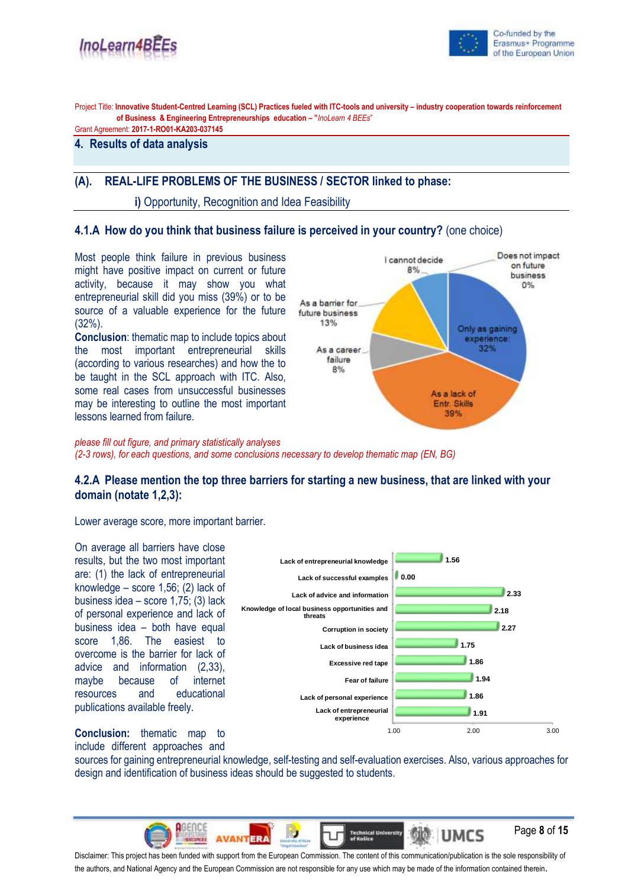Project Title: **Innovative Student-Centred Learning (SCL) Practices fueled with ITC-tools and university – industry cooperation towards reinforcement of Business & Engineering Entrepreneurships education – "***InoLearn 4 BEEs*"
Grant Agreement: **2017-1-RO01-KA203-037145**

## 4. Results of data analysis

### (A). REAL-LIFE PROBLEMS OF THE BUSINESS / SECTOR linked to phase:

**i)** Opportunity, Recognition and Idea Feasibility

### 4.1.A How do you think that business failure is perceived in your country? (one choice)

Most people think failure in previous business might have positive impact on current or future activity, because it may show you what entrepreneurial skill did you miss (39%) or to be source of a valuable experience for the future (32%).

**Conclusion**: thematic map to include topics about the most important entrepreneurial skills (according to various researches) and how the to be taught in the SCL approach with ITC. Also, some real cases from unsuccessful businesses may be interesting to outline the most important lessons learned from failure.

| Perception | Share |
|---|---|
| Does not impact on future business | 0% |
| Only as gaining experience | 32% |
| As a lack of Entr. Skills | 39% |
| As a career failure | 8% |
| As a barrier for future business | 13% |
| I cannot decide | 8% |

*please fill out figure, and primary statistically analyses*
*(2-3 rows), for each questions, and some conclusions necessary to develop thematic map (EN, BG)*

### 4.2.A Please mention the top three barriers for starting a new business, that are linked with your domain (notate 1,2,3):

Lower average score, more important barrier.

On average all barriers have close results, but the two most important are: (1) the lack of entrepreneurial knowledge – score 1,56; (2) lack of business idea – score 1,75; (3) lack of personal experience and lack of business idea – both have equal score 1,86. The easiest to overcome is the barrier for lack of advice and information (2,33), maybe because of internet resources and educational publications available freely.

| Barrier | Average score |
|---|---|
| Lack of entrepreneurial knowledge | 1.56 |
| Lack of successful examples | 0.00 |
| Lack of advice and information | 2.33 |
| Knowledge of local business opportunities and threats | 2.18 |
| Corruption in society | 2.27 |
| Lack of business idea | 1.75 |
| Excessive red tape | 1.86 |
| Fear of failure | 1.94 |
| Lack of personal experience | 1.86 |
| Lack of entrepreneurial experience | 1.91 |

**Conclusion:** thematic map to include different approaches and sources for gaining entrepreneurial knowledge, self-testing and self-evaluation exercises. Also, various approaches for design and identification of business ideas should be suggested to students.

Disclaimer: This project has been funded with support from the European Commission. The content of this communication/publication is the sole responsibility of the authors, and National Agency and the European Commission are not responsible for any use which may be made of the information contained therein.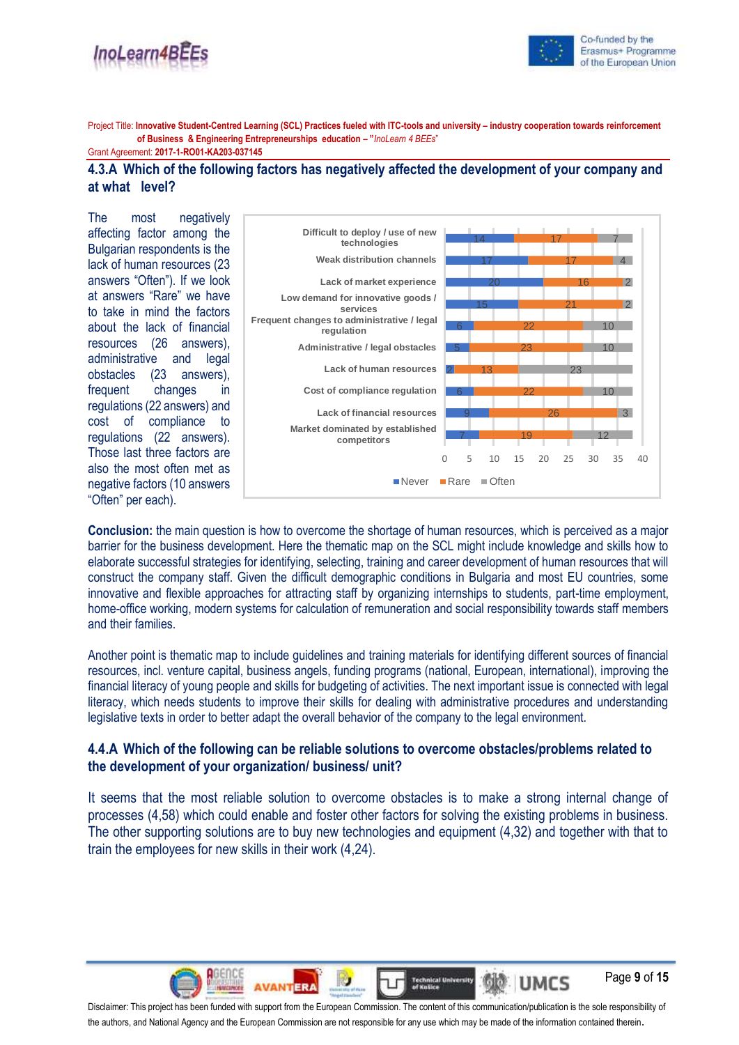### 4.3.A Which of the following factors has negatively affected the development of your company and at what level?

The most negatively affecting factor among the Bulgarian respondents is the lack of human resources (23 answers "Often"). If we look at answers "Rare" we have to take in mind the factors about the lack of financial resources (26 answers), administrative and legal obstacles (23 answers), frequent changes in regulations (22 answers) and cost of compliance to regulations (22 answers). Those last three factors are also the most often met as negative factors (10 answers "Often" per each).

| Factor | Never | Rare | Often |
|---|---|---|---|
| Difficult to deploy / use of new technologies | 14 | 17 | 7 |
| Weak distribution channels | 17 | 17 | 4 |
| Lack of market experience | 20 | 16 | 2 |
| Low demand for innovative goods / services | 15 | 21 | 2 |
| Frequent changes to administrative / legal regulation | 6 | 22 | 10 |
| Administrative / legal obstacles | 5 | 23 | 10 |
| Lack of human resources | 2 | 13 | 23 |
| Cost of compliance regulation | 6 | 22 | 10 |
| Lack of financial resources | 9 | 26 | 3 |
| Market dominated by established competitors | 7 | 19 | 12 |

**Conclusion:** the main question is how to overcome the shortage of human resources, which is perceived as a major barrier for the business development. Here the thematic map on the SCL might include knowledge and skills how to elaborate successful strategies for identifying, selecting, training and career development of human resources that will construct the company staff. Given the difficult demographic conditions in Bulgaria and most EU countries, some innovative and flexible approaches for attracting staff by organizing internships to students, part-time employment, home-office working, modern systems for calculation of remuneration and social responsibility towards staff members and their families.

Another point is thematic map to include guidelines and training materials for identifying different sources of financial resources, incl. venture capital, business angels, funding programs (national, European, international), improving the financial literacy of young people and skills for budgeting of activities. The next important issue is connected with legal literacy, which needs students to improve their skills for dealing with administrative procedures and understanding legislative texts in order to better adapt the overall behavior of the company to the legal environment.

### 4.4.A Which of the following can be reliable solutions to overcome obstacles/problems related to the development of your organization/ business/ unit?

It seems that the most reliable solution to overcome obstacles is to make a strong internal change of processes (4,58) which could enable and foster other factors for solving the existing problems in business. The other supporting solutions are to buy new technologies and equipment (4,32) and together with that to train the employees for new skills in their work (4,24).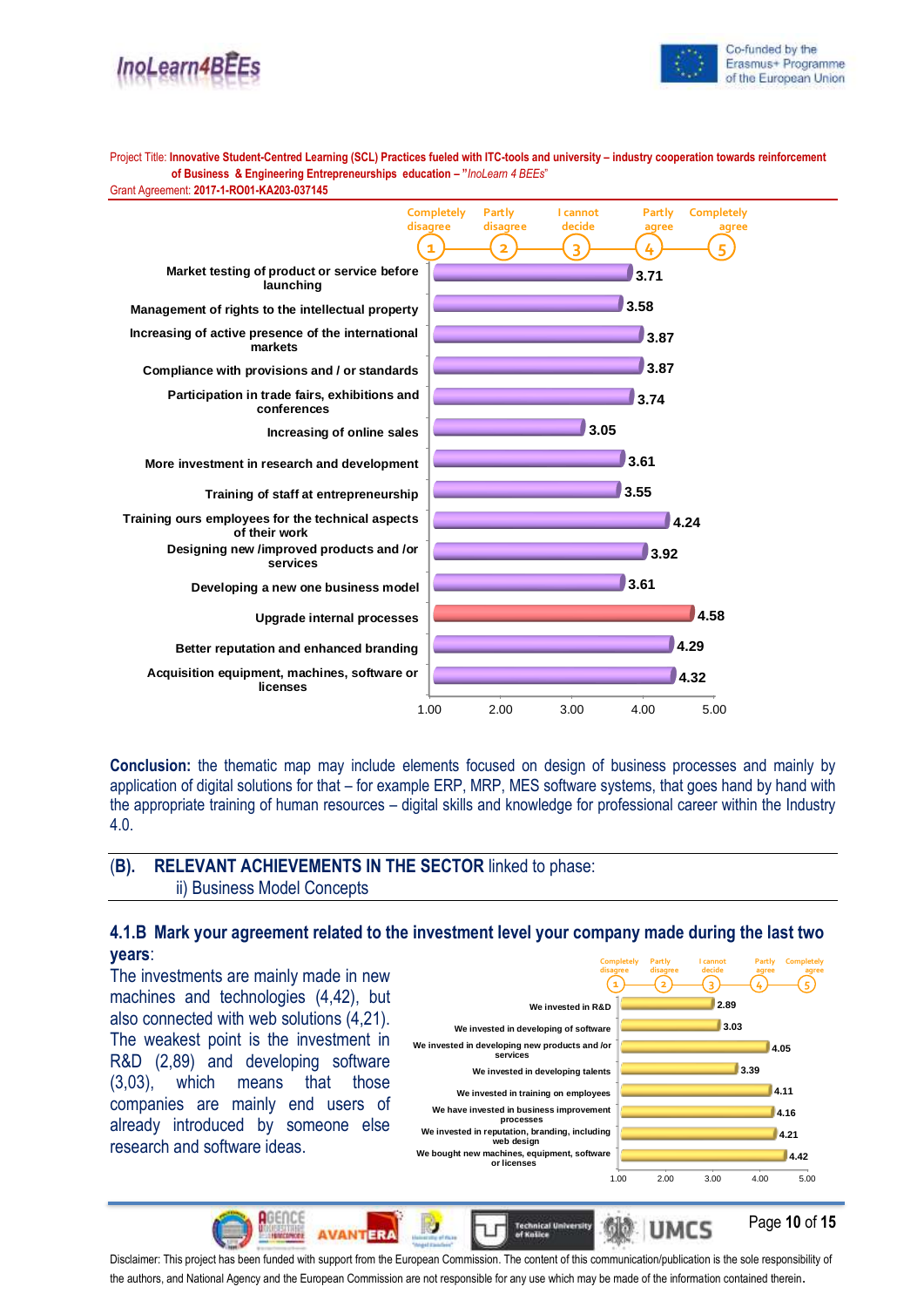Project Title: **Innovative Student-Centred Learning (SCL) Practices fueled with ITC-tools and university – industry cooperation towards reinforcement of Business & Engineering Entrepreneurships education – "*InoLearn 4 BEEs*"**
Grant Agreement: **2017-1-RO01-KA203-037145**

| Item | Score (1 – Completely disagree, 2 – Partly disagree, 3 – I cannot decide, 4 – Partly agree, 5 – Completely agree) |
|---|---|
| Market testing of product or service before launching | 3.71 |
| Management of rights to the intellectual property | 3.58 |
| Increasing of active presence of the international markets | 3.87 |
| Compliance with provisions and / or standards | 3.87 |
| Participation in trade fairs, exhibitions and conferences | 3.74 |
| Increasing of online sales | 3.05 |
| More investment in research and development | 3.61 |
| Training of staff at entrepreneurship | 3.55 |
| Training ours employees for the technical aspects of their work | 4.24 |
| Designing new /improved products and /or services | 3.92 |
| Developing a new one business model | 3.61 |
| Upgrade internal processes | 4.58 |
| Better reputation and enhanced branding | 4.29 |
| Acquisition equipment, machines, software or licenses | 4.32 |

**Conclusion:** the thematic map may include elements focused on design of business processes and mainly by application of digital solutions for that – for example ERP, MRP, MES software systems, that goes hand by hand with the appropriate training of human resources – digital skills and knowledge for professional career within the Industry 4.0.

## (B). RELEVANT ACHIEVEMENTS IN THE SECTOR linked to phase:
ii) Business Model Concepts

### 4.1.B Mark your agreement related to the investment level your company made during the last two years:

The investments are mainly made in new machines and technologies (4,42), but also connected with web solutions (4,21). The weakest point is the investment in R&D (2,89) and developing software (3,03), which means that those companies are mainly end users of already introduced by someone else research and software ideas.

| Item | Score (1 – Completely disagree, 2 – Partly disagree, 3 – I cannot decide, 4 – Partly agree, 5 – Completely agree) |
|---|---|
| We invested in R&D | 2.89 |
| We invested in developing of software | 3.03 |
| We invested in developing new products and /or services | 4.05 |
| We invested in developing talents | 3.39 |
| We invested in training on employees | 4.11 |
| We have invested in business improvement processes | 4.16 |
| We invested in reputation, branding, including web design | 4.21 |
| We bought new machines, equipment, software or licenses | 4.42 |

Disclaimer: This project has been funded with support from the European Commission. The content of this communication/publication is the sole responsibility of the authors, and National Agency and the European Commission are not responsible for any use which may be made of the information contained therein.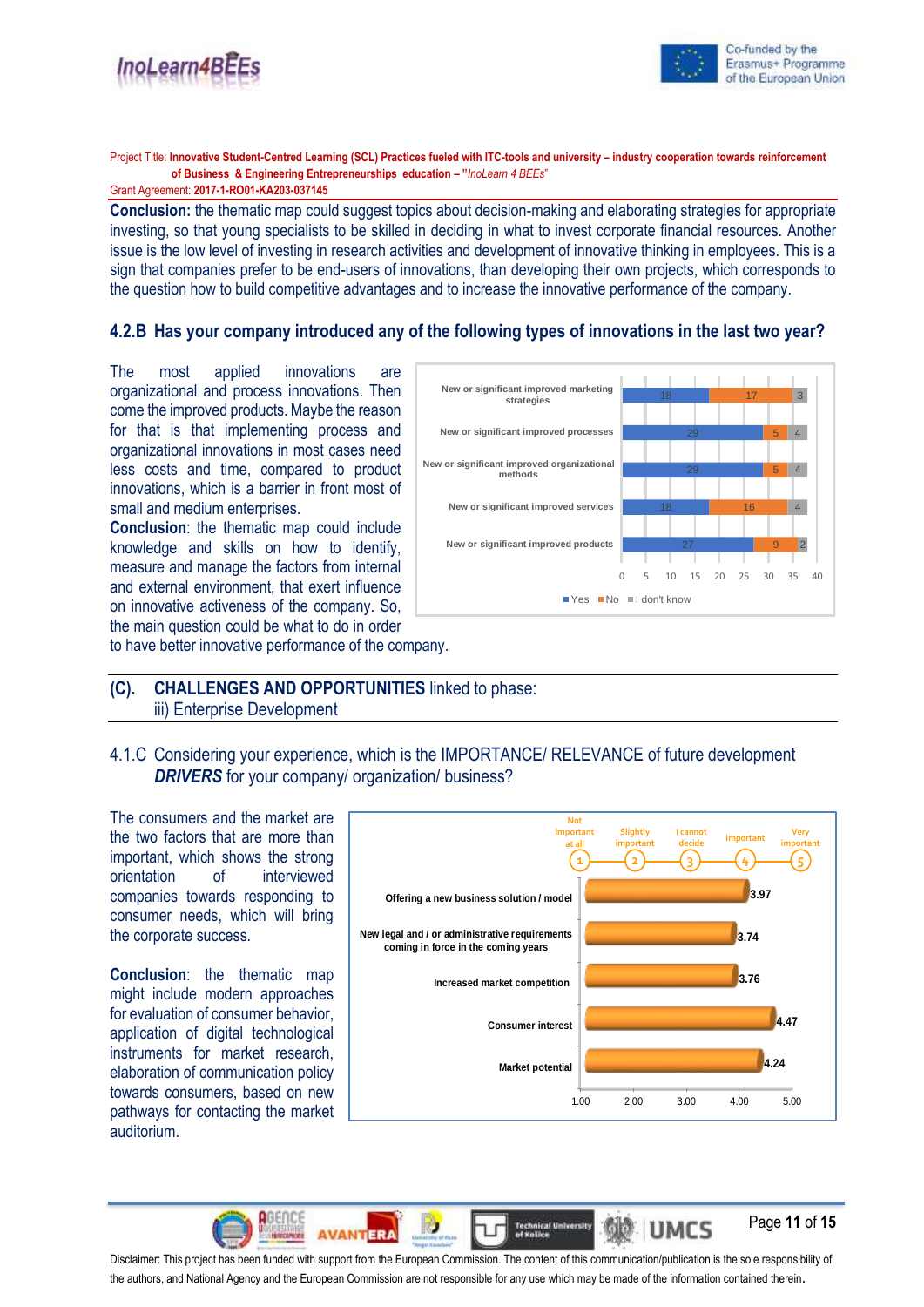Project Title: **Innovative Student-Centred Learning (SCL) Practices fueled with ITC-tools and university – industry cooperation towards reinforcement of Business & Engineering Entrepreneurships education – "***InoLearn 4 BEEs*"
Grant Agreement: **2017-1-RO01-KA203-037145**

**Conclusion:** the thematic map could suggest topics about decision-making and elaborating strategies for appropriate investing, so that young specialists to be skilled in deciding in what to invest corporate financial resources. Another issue is the low level of investing in research activities and development of innovative thinking in employees. This is a sign that companies prefer to be end-users of innovations, than developing their own projects, which corresponds to the question how to build competitive advantages and to increase the innovative performance of the company.

## 4.2.B Has your company introduced any of the following types of innovations in the last two year?

The most applied innovations are organizational and process innovations. Then come the improved products. Maybe the reason for that is that implementing process and organizational innovations in most cases need less costs and time, compared to product innovations, which is a barrier in front most of small and medium enterprises.

**Conclusion**: the thematic map could include knowledge and skills on how to identify, measure and manage the factors from internal and external environment, that exert influence on innovative activeness of the company. So, the main question could be what to do in order to have better innovative performance of the company.

| | Yes | No | I don't know |
|---|---|---|---|
| New or significant improved marketing strategies | 18 | 17 | 3 |
| New or significant improved processes | 29 | 5 | 4 |
| New or significant improved organizational methods | 29 | 5 | 4 |
| New or significant improved services | 18 | 16 | 4 |
| New or significant improved products | 27 | 9 | 2 |

## (C). CHALLENGES AND OPPORTUNITIES linked to phase: iii) Enterprise Development

### 4.1.C Considering your experience, which is the IMPORTANCE/ RELEVANCE of future development *DRIVERS* for your company/ organization/ business?

The consumers and the market are the two factors that are more than important, which shows the strong orientation of interviewed companies towards responding to consumer needs, which will bring the corporate success.

**Conclusion**: the thematic map might include modern approaches for evaluation of consumer behavior, application of digital technological instruments for market research, elaboration of communication policy towards consumers, based on new pathways for contacting the market auditorium.

Scale: 1 – Not important at all; 2 – Slightly important; 3 – I cannot decide; 4 – Important; 5 – Very important

| Driver | Mean score |
|---|---|
| Offering a new business solution / model | 3.97 |
| New legal and / or administrative requirements coming in force in the coming years | 3.74 |
| Increased market competition | 3.76 |
| Consumer interest | 4.47 |
| Market potential | 4.24 |

Disclaimer: This project has been funded with support from the European Commission. The content of this communication/publication is the sole responsibility of the authors, and National Agency and the European Commission are not responsible for any use which may be made of the information contained therein.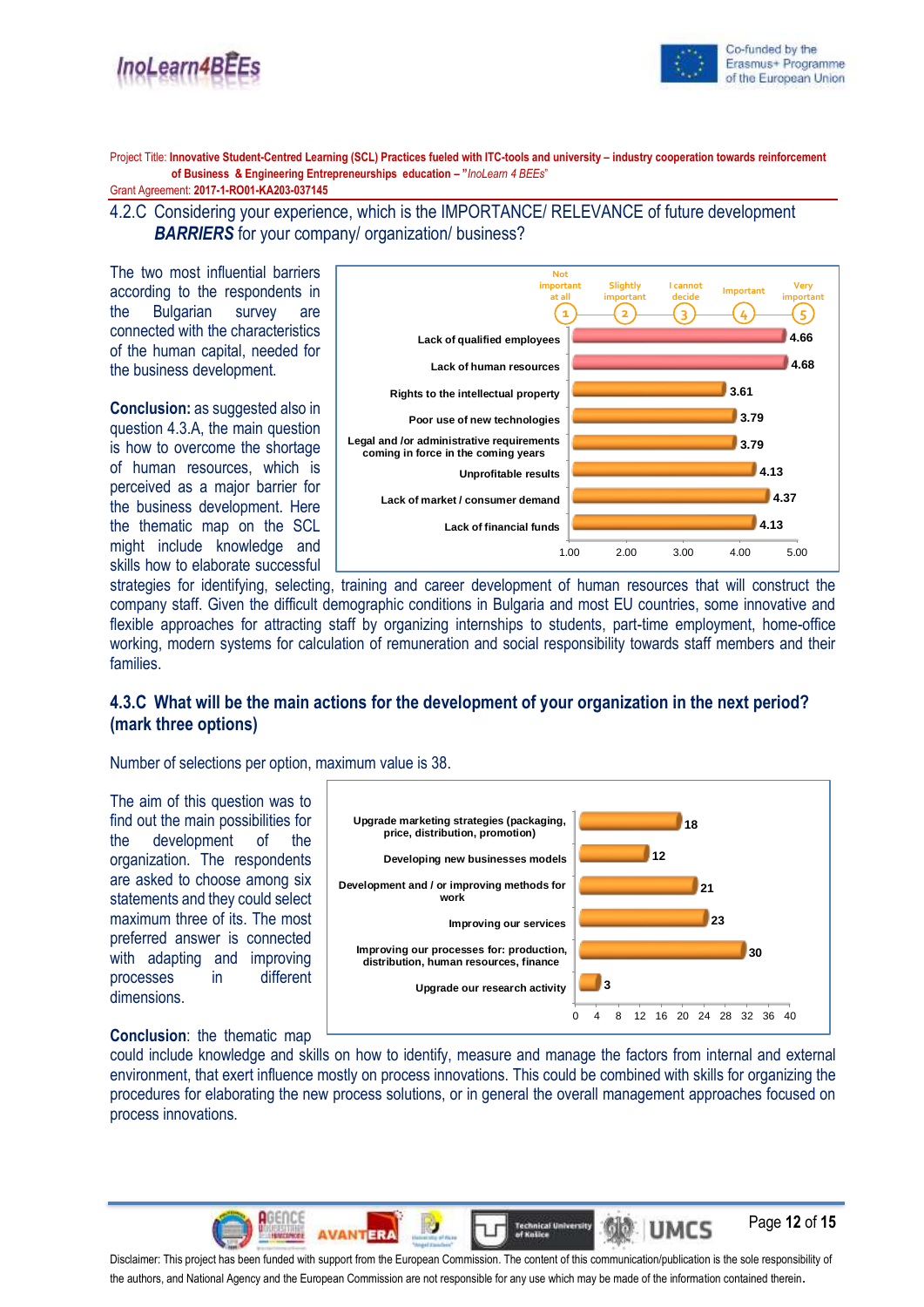## 4.2.C Considering your experience, which is the IMPORTANCE/ RELEVANCE of future development ***BARRIERS*** for your company/ organization/ business?

The two most influential barriers according to the respondents in the Bulgarian survey are connected with the characteristics of the human capital, needed for the business development.

| Barrier | Score |
|---|---|
| Lack of qualified employees | 4.66 |
| Lack of human resources | 4.68 |
| Rights to the intellectual property | 3.61 |
| Poor use of new technologies | 3.79 |
| Legal and /or administrative requirements coming in force in the coming years | 3.79 |
| Unprofitable results | 4.13 |
| Lack of market / consumer demand | 4.37 |
| Lack of financial funds | 4.13 |

Scale: 1 – Not important at all; 2 – Slightly important; 3 – I cannot decide; 4 – Important; 5 – Very important

**Conclusion:** as suggested also in question 4.3.A, the main question is how to overcome the shortage of human resources, which is perceived as a major barrier for the business development. Here the thematic map on the SCL might include knowledge and skills how to elaborate successful strategies for identifying, selecting, training and career development of human resources that will construct the company staff. Given the difficult demographic conditions in Bulgaria and most EU countries, some innovative and flexible approaches for attracting staff by organizing internships to students, part-time employment, home-office working, modern systems for calculation of remuneration and social responsibility towards staff members and their families.

## 4.3.C What will be the main actions for the development of your organization in the next period? (mark three options)

Number of selections per option, maximum value is 38.

The aim of this question was to find out the main possibilities for the development of the organization. The respondents are asked to choose among six statements and they could select maximum three of its. The most preferred answer is connected with adapting and improving processes in different dimensions.

| Action | Selections |
|---|---|
| Upgrade marketing strategies (packaging, price, distribution, promotion) | 18 |
| Developing new businesses models | 12 |
| Development and / or improving methods for work | 21 |
| Improving our services | 23 |
| Improving our processes for: production, distribution, human resources, finance | 30 |
| Upgrade our research activity | 3 |

**Conclusion**: the thematic map could include knowledge and skills on how to identify, measure and manage the factors from internal and external environment, that exert influence mostly on process innovations. This could be combined with skills for organizing the procedures for elaborating the new process solutions, or in general the overall management approaches focused on process innovations.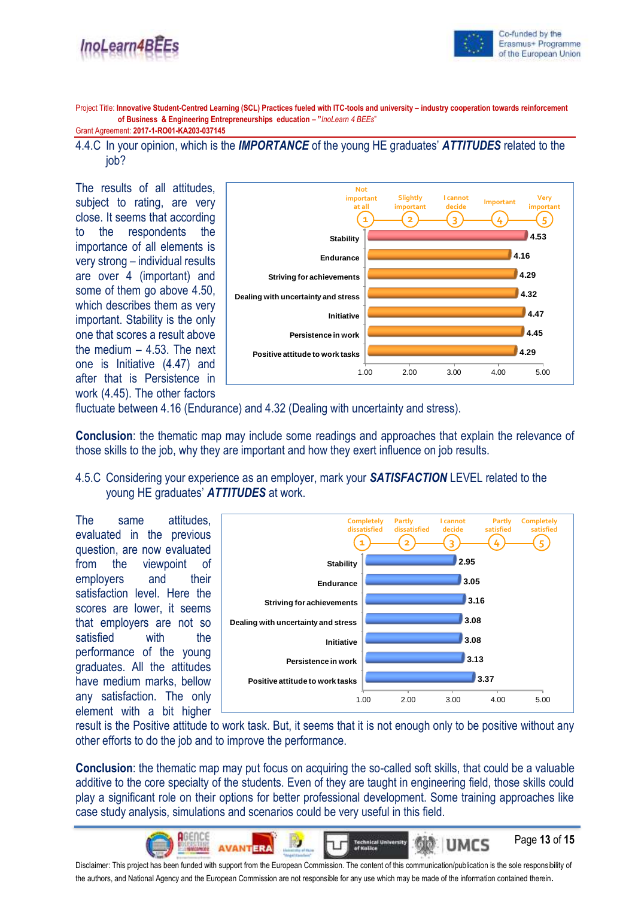Project Title: **Innovative Student-Centred Learning (SCL) Practices fueled with ITC-tools and university – industry cooperation towards reinforcement of Business & Engineering Entrepreneurships education – "*InoLearn 4 BEEs*"**
Grant Agreement: **2017-1-RO01-KA203-037145**

4.4.C In your opinion, which is the ***IMPORTANCE*** of the young HE graduates' ***ATTITUDES*** related to the job?

| Attitude | Score (1 – Not important at all, 2 – Slightly important, 3 – I cannot decide, 4 – Important, 5 – Very important) |
|---|---|
| Stability | 4.53 |
| Endurance | 4.16 |
| Striving for achievements | 4.29 |
| Dealing with uncertainty and stress | 4.32 |
| Initiative | 4.47 |
| Persistence in work | 4.45 |
| Positive attitude to work tasks | 4.29 |

The results of all attitudes, subject to rating, are very close. It seems that according to the respondents the importance of all elements is very strong – individual results are over 4 (important) and some of them go above 4.50, which describes them as very important. Stability is the only one that scores a result above the medium – 4.53. The next one is Initiative (4.47) and after that is Persistence in work (4.45). The other factors fluctuate between 4.16 (Endurance) and 4.32 (Dealing with uncertainty and stress).

**Conclusion**: the thematic map may include some readings and approaches that explain the relevance of those skills to the job, why they are important and how they exert influence on job results.

4.5.C Considering your experience as an employer, mark your ***SATISFACTION*** LEVEL related to the young HE graduates' ***ATTITUDES*** at work.

| Attitude | Score (1 – Completely dissatisfied, 2 – Partly dissatisfied, 3 – I cannot decide, 4 – Partly satisfied, 5 – Completely satisfied) |
|---|---|
| Stability | 2.95 |
| Endurance | 3.05 |
| Striving for achievements | 3.16 |
| Dealing with uncertainty and stress | 3.08 |
| Initiative | 3.08 |
| Persistence in work | 3.13 |
| Positive attitude to work tasks | 3.37 |

The same attitudes, evaluated in the previous question, are now evaluated from the viewpoint of employers and their satisfaction level. Here the scores are lower, it seems that employers are not so satisfied with the performance of the young graduates. All the attitudes have medium marks, bellow any satisfaction. The only element with a bit higher result is the Positive attitude to work task. But, it seems that it is not enough only to be positive without any other efforts to do the job and to improve the performance.

**Conclusion**: the thematic map may put focus on acquiring the so-called soft skills, that could be a valuable additive to the core specialty of the students. Even of they are taught in engineering field, those skills could play a significant role on their options for better professional development. Some training approaches like case study analysis, simulations and scenarios could be very useful in this field.

Disclaimer: This project has been funded with support from the European Commission. The content of this communication/publication is the sole responsibility of the authors, and National Agency and the European Commission are not responsible for any use which may be made of the information contained therein.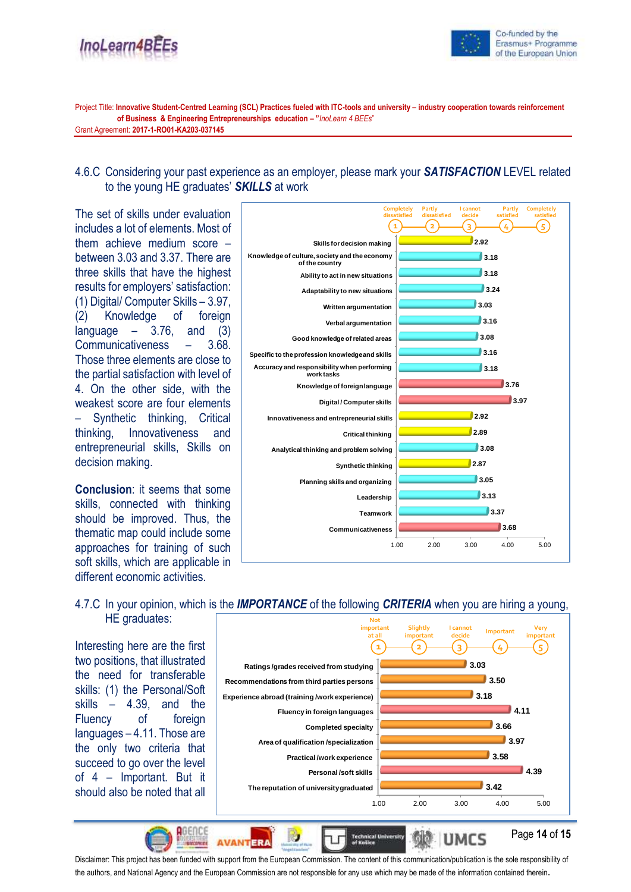Project Title: **Innovative Student-Centred Learning (SCL) Practices fueled with ITC-tools and university – industry cooperation towards reinforcement of Business & Engineering Entrepreneurships education – "*InoLearn 4 BEEs*"**
Grant Agreement: **2017-1-RO01-KA203-037145**

4.6.C Considering your past experience as an employer, please mark your ***SATISFACTION*** LEVEL related to the young HE graduates' ***SKILLS*** at work

The set of skills under evaluation includes a lot of elements. Most of them achieve medium score – between 3.03 and 3.37. There are three skills that have the highest results for employers' satisfaction: (1) Digital/ Computer Skills – 3.97, (2) Knowledge of foreign language – 3.76, and (3) Communicativeness – 3.68. Those three elements are close to the partial satisfaction with level of 4. On the other side, with the weakest score are four elements – Synthetic thinking, Critical thinking, Innovativeness and entrepreneurial skills, Skills on decision making.

**Conclusion**: it seems that some skills, connected with thinking should be improved. Thus, the thematic map could include some approaches for training of such soft skills, which are applicable in different economic activities.

Scale: 1 – Completely dissatisfied; 2 – Partly dissatisfied; 3 – I cannot decide; 4 – Partly satisfied; 5 – Completely satisfied

| Skill | Score |
|---|---|
| Skills for decision making | 2.92 |
| Knowledge of culture, society and the economy of the country | 3.18 |
| Ability to act in new situations | 3.18 |
| Adaptability to new situations | 3.24 |
| Written argumentation | 3.03 |
| Verbal argumentation | 3.16 |
| Good knowledge of related areas | 3.08 |
| Specific to the profession knowledge and skills | 3.16 |
| Accuracy and responsibility when performing work tasks | 3.18 |
| Knowledge of foreign language | 3.76 |
| Digital / Computer skills | 3.97 |
| Innovativeness and entrepreneurial skills | 2.92 |
| Critical thinking | 2.89 |
| Analytical thinking and problem solving | 3.08 |
| Synthetic thinking | 2.87 |
| Planning skills and organizing | 3.05 |
| Leadership | 3.13 |
| Teamwork | 3.37 |
| Communicativeness | 3.68 |

4.7.C In your opinion, which is the ***IMPORTANCE*** of the following ***CRITERIA*** when you are hiring a young, HE graduates:

Interesting here are the first two positions, that illustrated the need for transferable skills: (1) the Personal/Soft skills – 4.39, and the Fluency of foreign languages – 4.11. Those are the only two criteria that succeed to go over the level of 4 – Important. But it should also be noted that all

Scale: 1 – Not important at all; 2 – Slightly important; 3 – I cannot decide; 4 – Important; 5 – Very important

| Criterion | Score |
|---|---|
| Ratings /grades received from studying | 3.03 |
| Recommendations from third parties persons | 3.50 |
| Experience abroad (training /work experience) | 3.18 |
| Fluency in foreign languages | 4.11 |
| Completed specialty | 3.66 |
| Area of qualification /specialization | 3.97 |
| Practical /work experience | 3.58 |
| Personal /soft skills | 4.39 |
| The reputation of university graduated | 3.42 |

Disclaimer: This project has been funded with support from the European Commission. The content of this communication/publication is the sole responsibility of the authors, and National Agency and the European Commission are not responsible for any use which may be made of the information contained therein.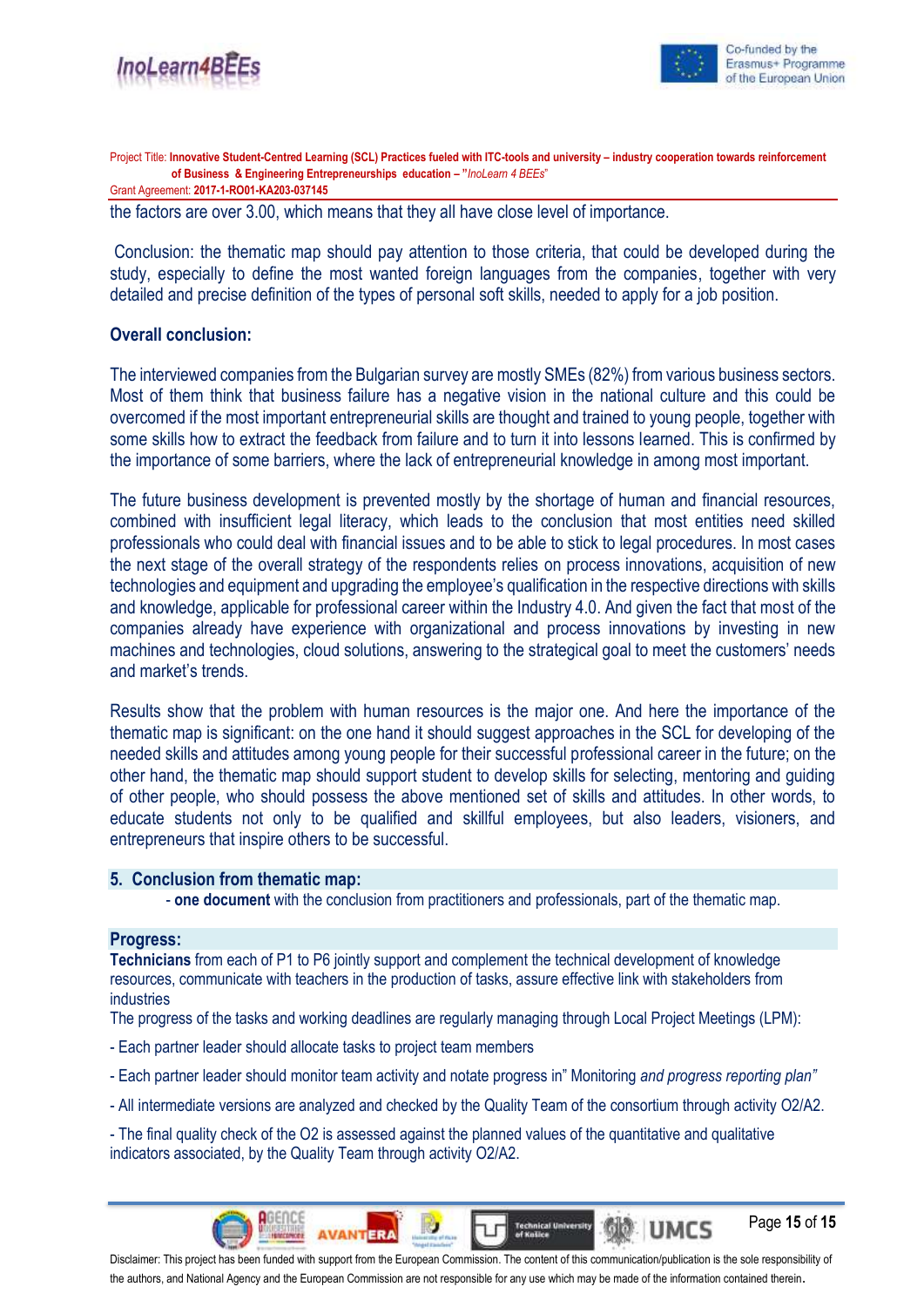the factors are over 3.00, which means that they all have close level of importance.

Conclusion: the thematic map should pay attention to those criteria, that could be developed during the study, especially to define the most wanted foreign languages from the companies, together with very detailed and precise definition of the types of personal soft skills, needed to apply for a job position.

**Overall conclusion:**

The interviewed companies from the Bulgarian survey are mostly SMEs (82%) from various business sectors. Most of them think that business failure has a negative vision in the national culture and this could be overcomed if the most important entrepreneurial skills are thought and trained to young people, together with some skills how to extract the feedback from failure and to turn it into lessons learned. This is confirmed by the importance of some barriers, where the lack of entrepreneurial knowledge in among most important.

The future business development is prevented mostly by the shortage of human and financial resources, combined with insufficient legal literacy, which leads to the conclusion that most entities need skilled professionals who could deal with financial issues and to be able to stick to legal procedures. In most cases the next stage of the overall strategy of the respondents relies on process innovations, acquisition of new technologies and equipment and upgrading the employee's qualification in the respective directions with skills and knowledge, applicable for professional career within the Industry 4.0. And given the fact that most of the companies already have experience with organizational and process innovations by investing in new machines and technologies, cloud solutions, answering to the strategical goal to meet the customers' needs and market's trends.

Results show that the problem with human resources is the major one. And here the importance of the thematic map is significant: on the one hand it should suggest approaches in the SCL for developing of the needed skills and attitudes among young people for their successful professional career in the future; on the other hand, the thematic map should support student to develop skills for selecting, mentoring and guiding of other people, who should possess the above mentioned set of skills and attitudes. In other words, to educate students not only to be qualified and skillful employees, but also leaders, visioners, and entrepreneurs that inspire others to be successful.

## 5. Conclusion from thematic map:

- **one document** with the conclusion from practitioners and professionals, part of the thematic map.

## Progress:

**Technicians** from each of P1 to P6 jointly support and complement the technical development of knowledge resources, communicate with teachers in the production of tasks, assure effective link with stakeholders from industries

The progress of the tasks and working deadlines are regularly managing through Local Project Meetings (LPM):

- Each partner leader should allocate tasks to project team members
- Each partner leader should monitor team activity and notate progress in" Monitoring *and progress reporting plan"*
- All intermediate versions are analyzed and checked by the Quality Team of the consortium through activity O2/A2.
- The final quality check of the O2 is assessed against the planned values of the quantitative and qualitative indicators associated, by the Quality Team through activity O2/A2.